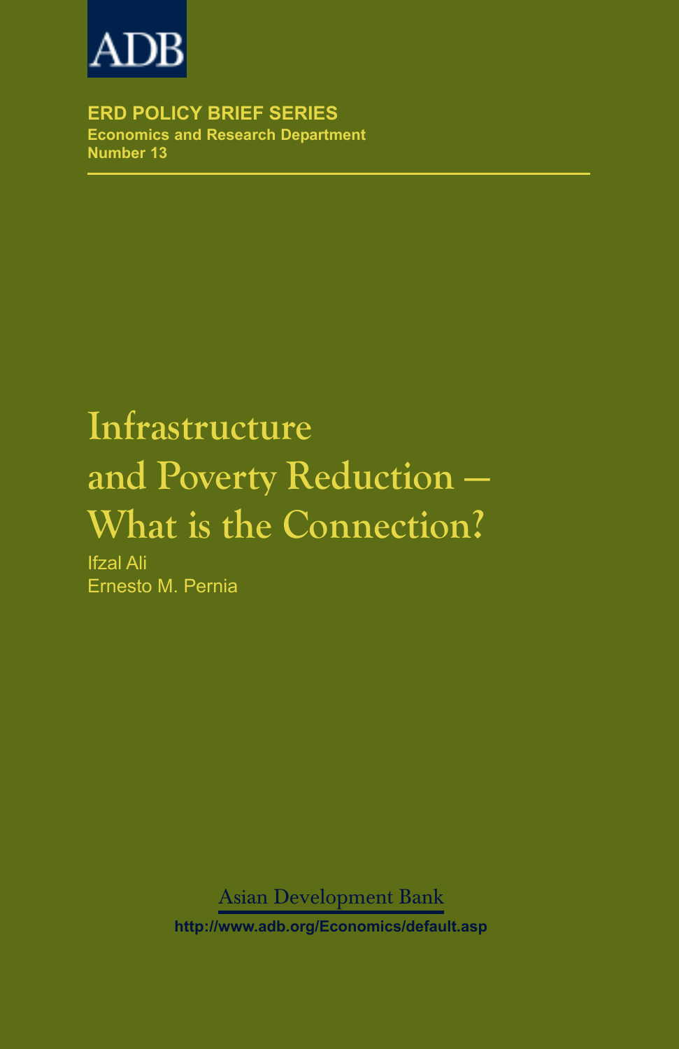ADB

**ERD POLICY BRIEF SERIES**
**Economics and Research Department**
**Number 13**

# Infrastructure and Poverty Reduction — What is the Connection?

Ifzal Ali
Ernesto M. Pernia

Asian Development Bank

**http://www.adb.org/Economics/default.asp**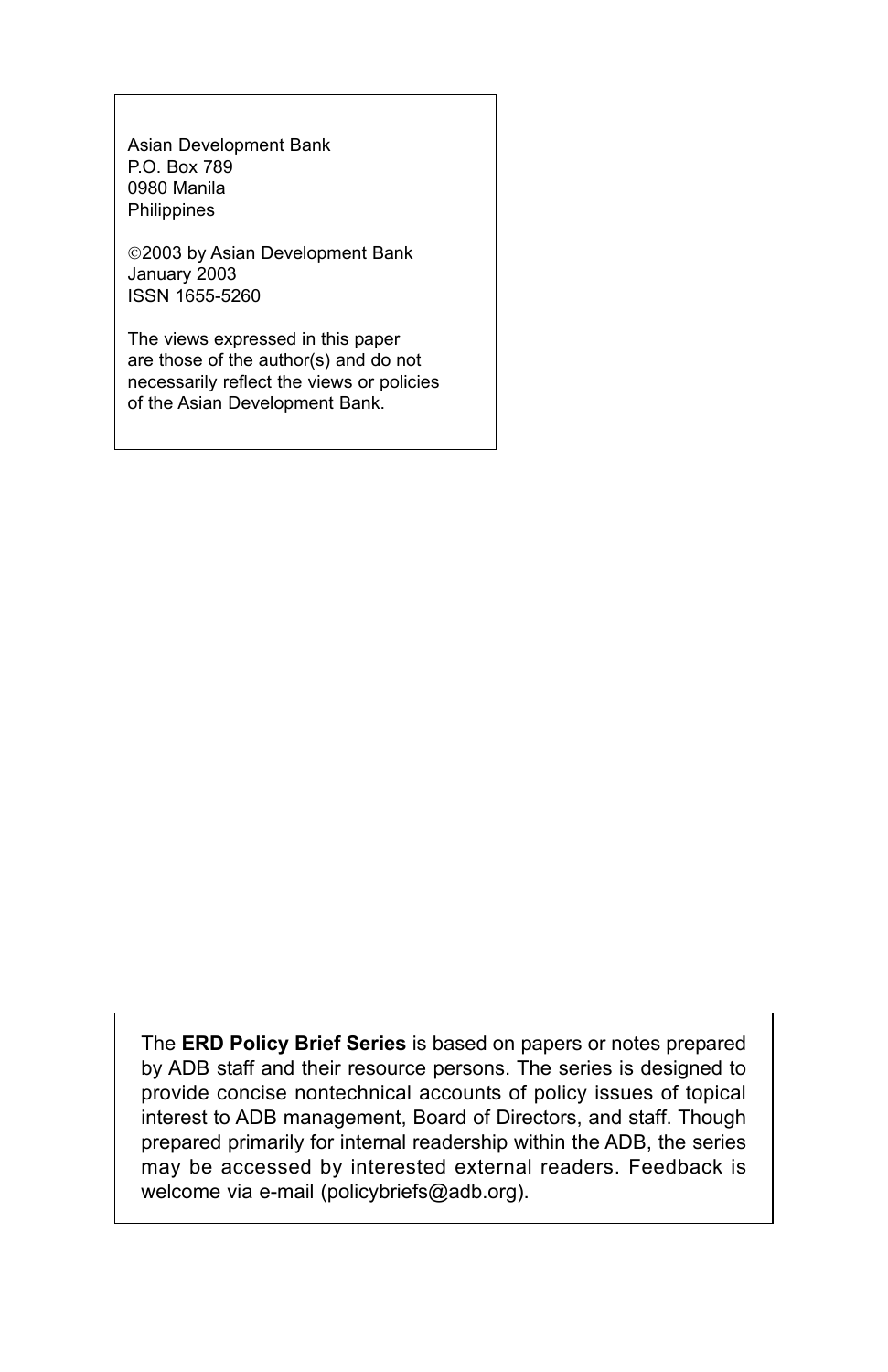Asian Development Bank
P.O. Box 789
0980 Manila
Philippines

©2003 by Asian Development Bank
January 2003
ISSN 1655-5260

The views expressed in this paper are those of the author(s) and do not necessarily reflect the views or policies of the Asian Development Bank.

The **ERD Policy Brief Series** is based on papers or notes prepared by ADB staff and their resource persons. The series is designed to provide concise nontechnical accounts of policy issues of topical interest to ADB management, Board of Directors, and staff. Though prepared primarily for internal readership within the ADB, the series may be accessed by interested external readers. Feedback is welcome via e-mail (policybriefs@adb.org).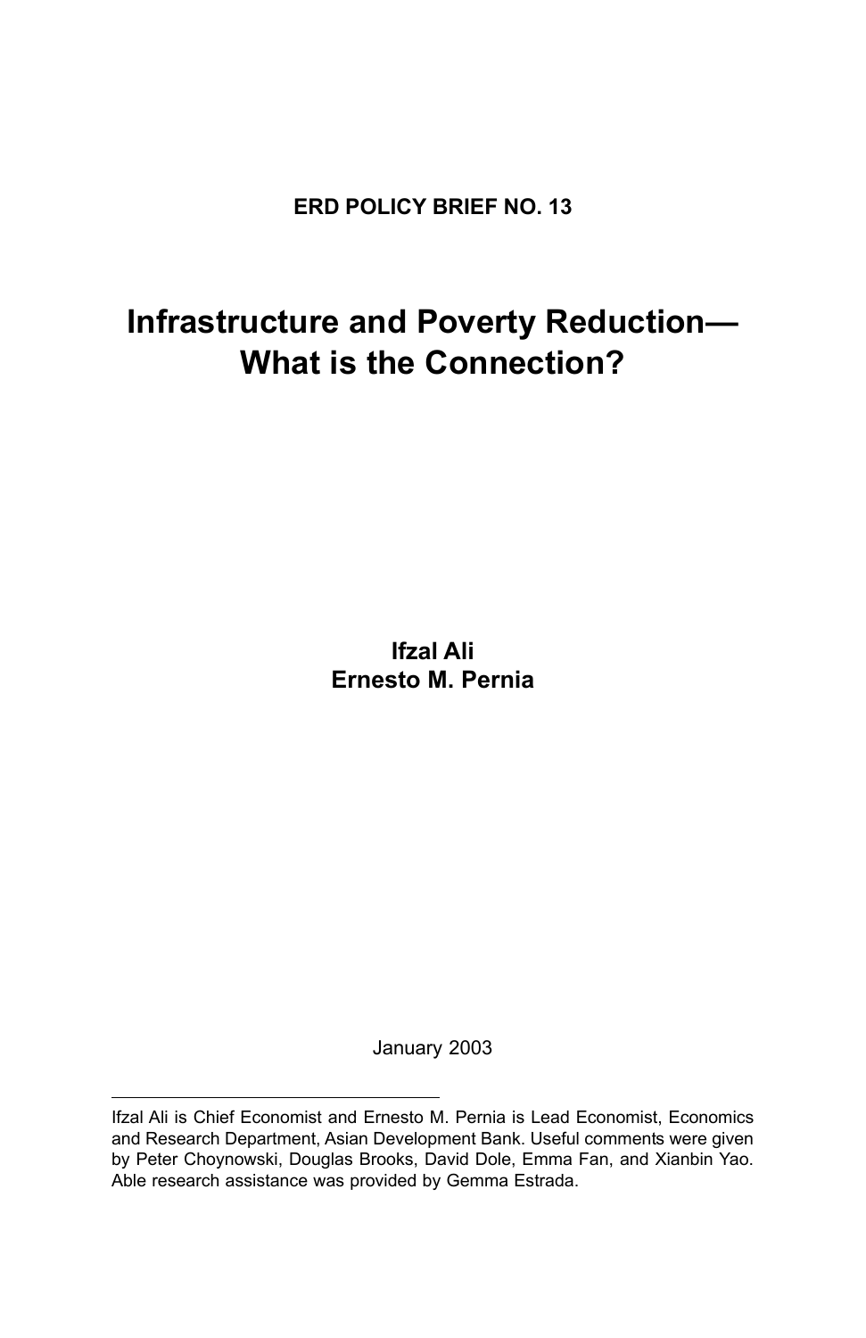**ERD POLICY BRIEF NO. 13**

# Infrastructure and Poverty Reduction—What is the Connection?

**Ifzal Ali**
**Ernesto M. Pernia**

January 2003

---

Ifzal Ali is Chief Economist and Ernesto M. Pernia is Lead Economist, Economics and Research Department, Asian Development Bank. Useful comments were given by Peter Choynowski, Douglas Brooks, David Dole, Emma Fan, and Xianbin Yao. Able research assistance was provided by Gemma Estrada.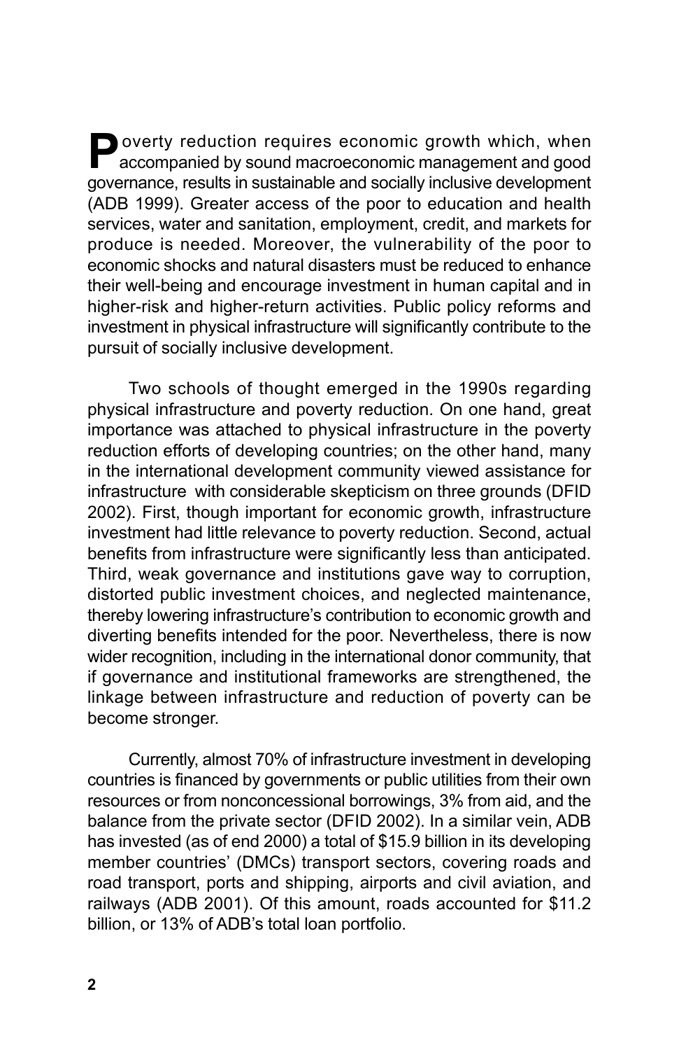Poverty reduction requires economic growth which, when accompanied by sound macroeconomic management and good governance, results in sustainable and socially inclusive development (ADB 1999). Greater access of the poor to education and health services, water and sanitation, employment, credit, and markets for produce is needed. Moreover, the vulnerability of the poor to economic shocks and natural disasters must be reduced to enhance their well-being and encourage investment in human capital and in higher-risk and higher-return activities. Public policy reforms and investment in physical infrastructure will significantly contribute to the pursuit of socially inclusive development.

Two schools of thought emerged in the 1990s regarding physical infrastructure and poverty reduction. On one hand, great importance was attached to physical infrastructure in the poverty reduction efforts of developing countries; on the other hand, many in the international development community viewed assistance for infrastructure with considerable skepticism on three grounds (DFID 2002). First, though important for economic growth, infrastructure investment had little relevance to poverty reduction. Second, actual benefits from infrastructure were significantly less than anticipated. Third, weak governance and institutions gave way to corruption, distorted public investment choices, and neglected maintenance, thereby lowering infrastructure's contribution to economic growth and diverting benefits intended for the poor. Nevertheless, there is now wider recognition, including in the international donor community, that if governance and institutional frameworks are strengthened, the linkage between infrastructure and reduction of poverty can be become stronger.

Currently, almost 70% of infrastructure investment in developing countries is financed by governments or public utilities from their own resources or from nonconcessional borrowings, 3% from aid, and the balance from the private sector (DFID 2002). In a similar vein, ADB has invested (as of end 2000) a total of $15.9 billion in its developing member countries' (DMCs) transport sectors, covering roads and road transport, ports and shipping, airports and civil aviation, and railways (ADB 2001). Of this amount, roads accounted for $11.2 billion, or 13% of ADB's total loan portfolio.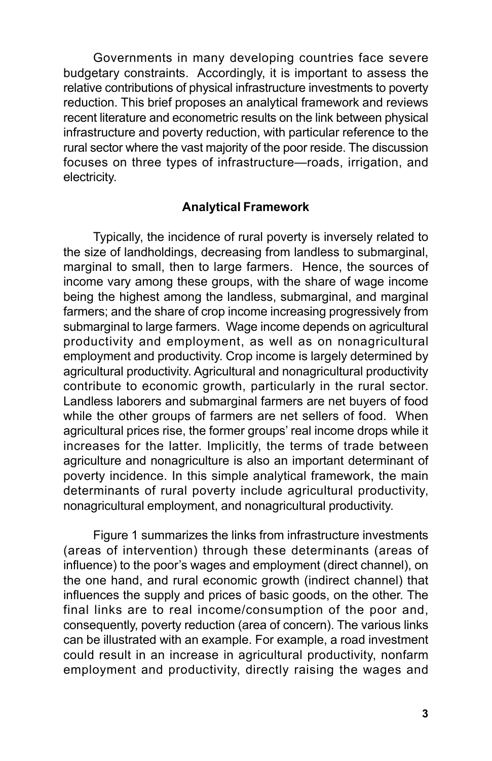Governments in many developing countries face severe budgetary constraints. Accordingly, it is important to assess the relative contributions of physical infrastructure investments to poverty reduction. This brief proposes an analytical framework and reviews recent literature and econometric results on the link between physical infrastructure and poverty reduction, with particular reference to the rural sector where the vast majority of the poor reside. The discussion focuses on three types of infrastructure—roads, irrigation, and electricity.

## Analytical Framework

Typically, the incidence of rural poverty is inversely related to the size of landholdings, decreasing from landless to submarginal, marginal to small, then to large farmers. Hence, the sources of income vary among these groups, with the share of wage income being the highest among the landless, submarginal, and marginal farmers; and the share of crop income increasing progressively from submarginal to large farmers. Wage income depends on agricultural productivity and employment, as well as on nonagricultural employment and productivity. Crop income is largely determined by agricultural productivity. Agricultural and nonagricultural productivity contribute to economic growth, particularly in the rural sector. Landless laborers and submarginal farmers are net buyers of food while the other groups of farmers are net sellers of food. When agricultural prices rise, the former groups' real income drops while it increases for the latter. Implicitly, the terms of trade between agriculture and nonagriculture is also an important determinant of poverty incidence. In this simple analytical framework, the main determinants of rural poverty include agricultural productivity, nonagricultural employment, and nonagricultural productivity.

Figure 1 summarizes the links from infrastructure investments (areas of intervention) through these determinants (areas of influence) to the poor's wages and employment (direct channel), on the one hand, and rural economic growth (indirect channel) that influences the supply and prices of basic goods, on the other. The final links are to real income/consumption of the poor and, consequently, poverty reduction (area of concern). The various links can be illustrated with an example. For example, a road investment could result in an increase in agricultural productivity, nonfarm employment and productivity, directly raising the wages and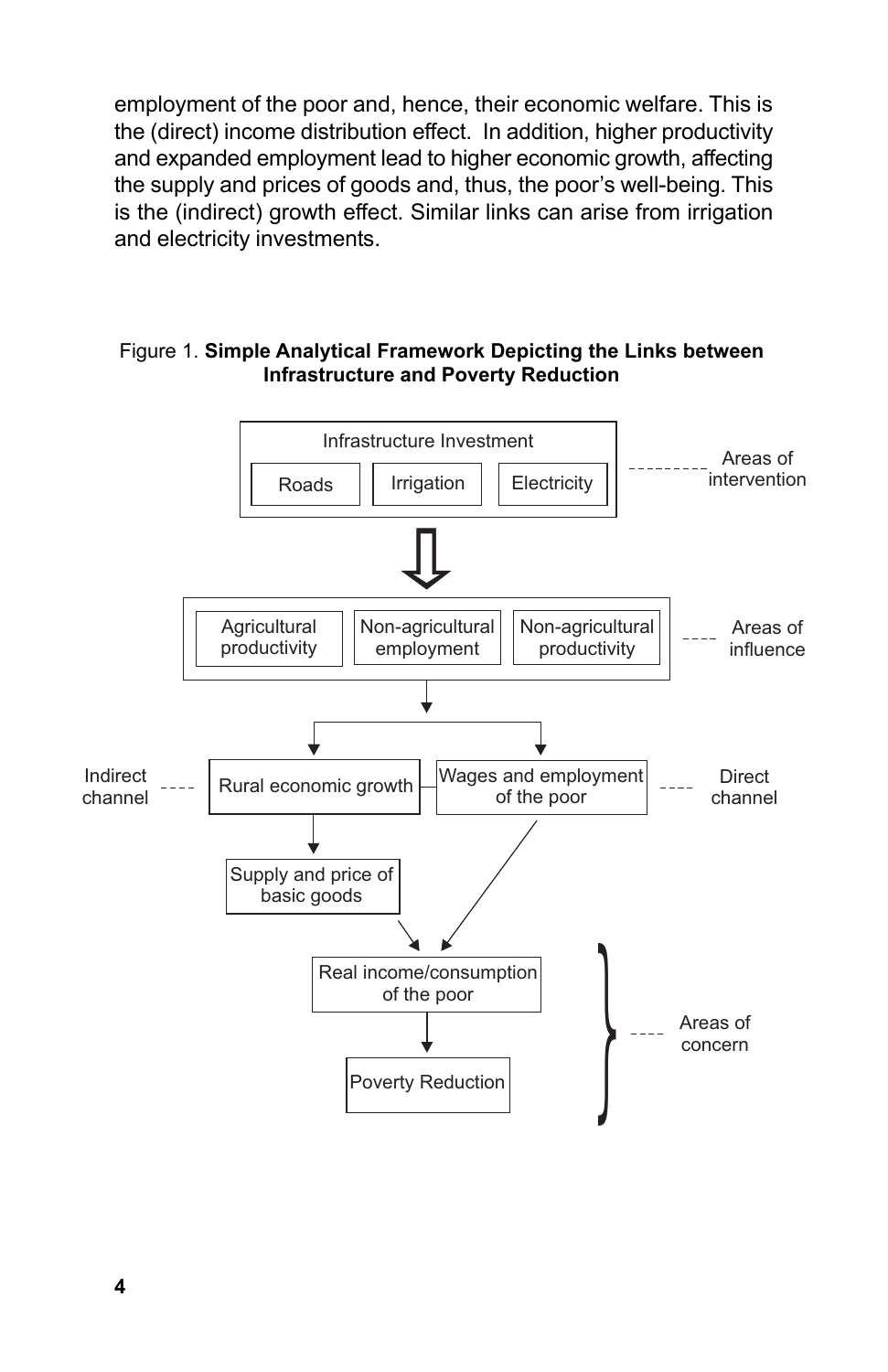employment of the poor and, hence, their economic welfare. This is the (direct) income distribution effect. In addition, higher productivity and expanded employment lead to higher economic growth, affecting the supply and prices of goods and, thus, the poor's well-being. This is the (indirect) growth effect. Similar links can arise from irrigation and electricity investments.

Figure 1. **Simple Analytical Framework Depicting the Links between Infrastructure and Poverty Reduction**

- **Infrastructure Investment** (Roads | Irrigation | Electricity) ---- Areas of intervention
- ⇩
- Agricultural productivity | Non-agricultural employment | Non-agricultural productivity ---- Areas of influence
- ↓
- Indirect channel ---- Rural economic growth → Supply and price of basic goods
- Wages and employment of the poor ---- Direct channel
- ↓
- Real income/consumption of the poor
- ↓
- Poverty Reduction

(Real income/consumption of the poor and Poverty Reduction) ---- Areas of concern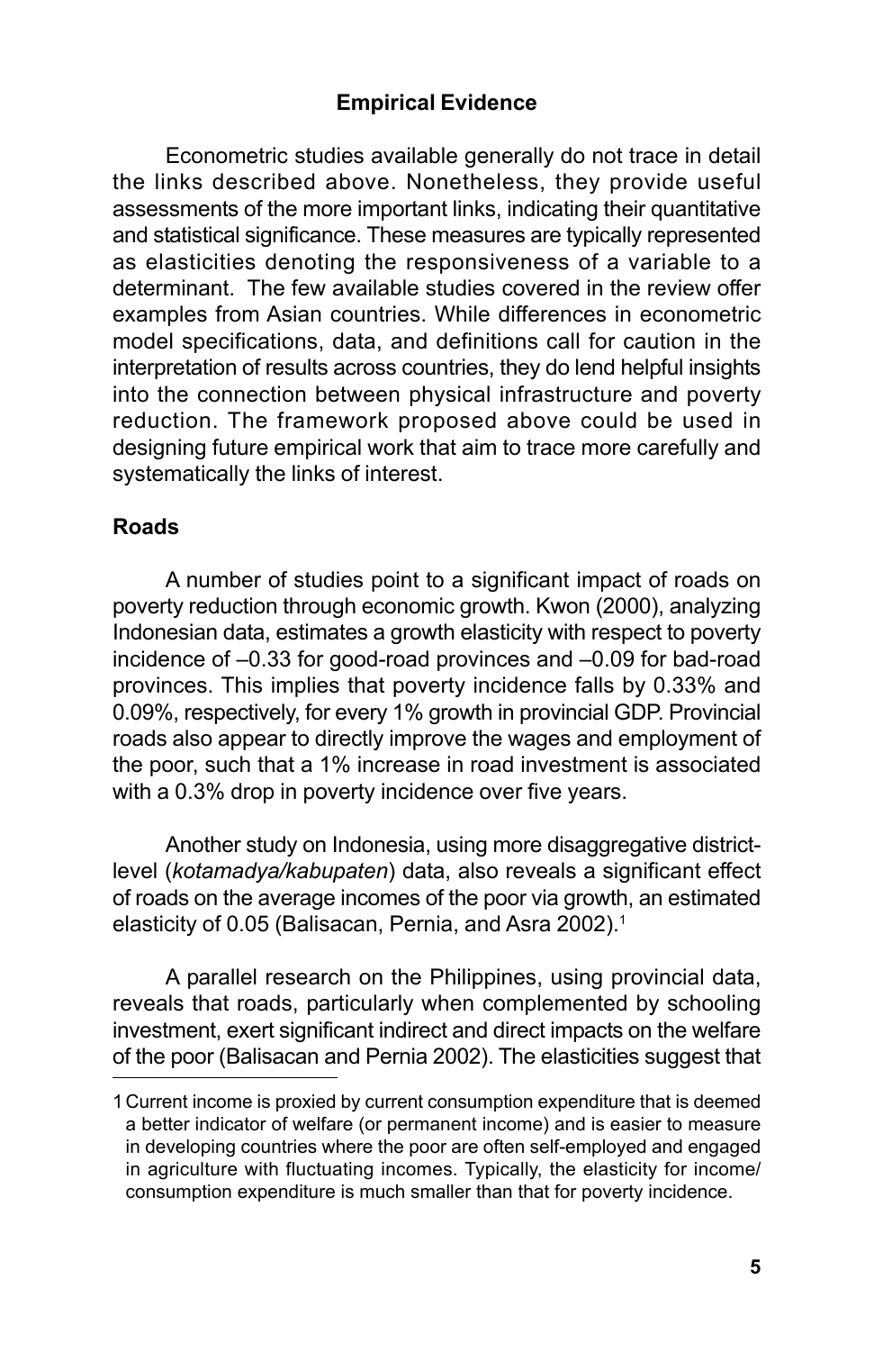## Empirical Evidence

Econometric studies available generally do not trace in detail the links described above. Nonetheless, they provide useful assessments of the more important links, indicating their quantitative and statistical significance. These measures are typically represented as elasticities denoting the responsiveness of a variable to a determinant. The few available studies covered in the review offer examples from Asian countries. While differences in econometric model specifications, data, and definitions call for caution in the interpretation of results across countries, they do lend helpful insights into the connection between physical infrastructure and poverty reduction. The framework proposed above could be used in designing future empirical work that aim to trace more carefully and systematically the links of interest.

### Roads

A number of studies point to a significant impact of roads on poverty reduction through economic growth. Kwon (2000), analyzing Indonesian data, estimates a growth elasticity with respect to poverty incidence of –0.33 for good-road provinces and –0.09 for bad-road provinces. This implies that poverty incidence falls by 0.33% and 0.09%, respectively, for every 1% growth in provincial GDP. Provincial roads also appear to directly improve the wages and employment of the poor, such that a 1% increase in road investment is associated with a 0.3% drop in poverty incidence over five years.

Another study on Indonesia, using more disaggregative district-level (*kotamadya/kabupaten*) data, also reveals a significant effect of roads on the average incomes of the poor via growth, an estimated elasticity of 0.05 (Balisacan, Pernia, and Asra 2002).[1]

A parallel research on the Philippines, using provincial data, reveals that roads, particularly when complemented by schooling investment, exert significant indirect and direct impacts on the welfare of the poor (Balisacan and Pernia 2002). The elasticities suggest that

---

1 Current income is proxied by current consumption expenditure that is deemed a better indicator of welfare (or permanent income) and is easier to measure in developing countries where the poor are often self-employed and engaged in agriculture with fluctuating incomes. Typically, the elasticity for income/ consumption expenditure is much smaller than that for poverty incidence.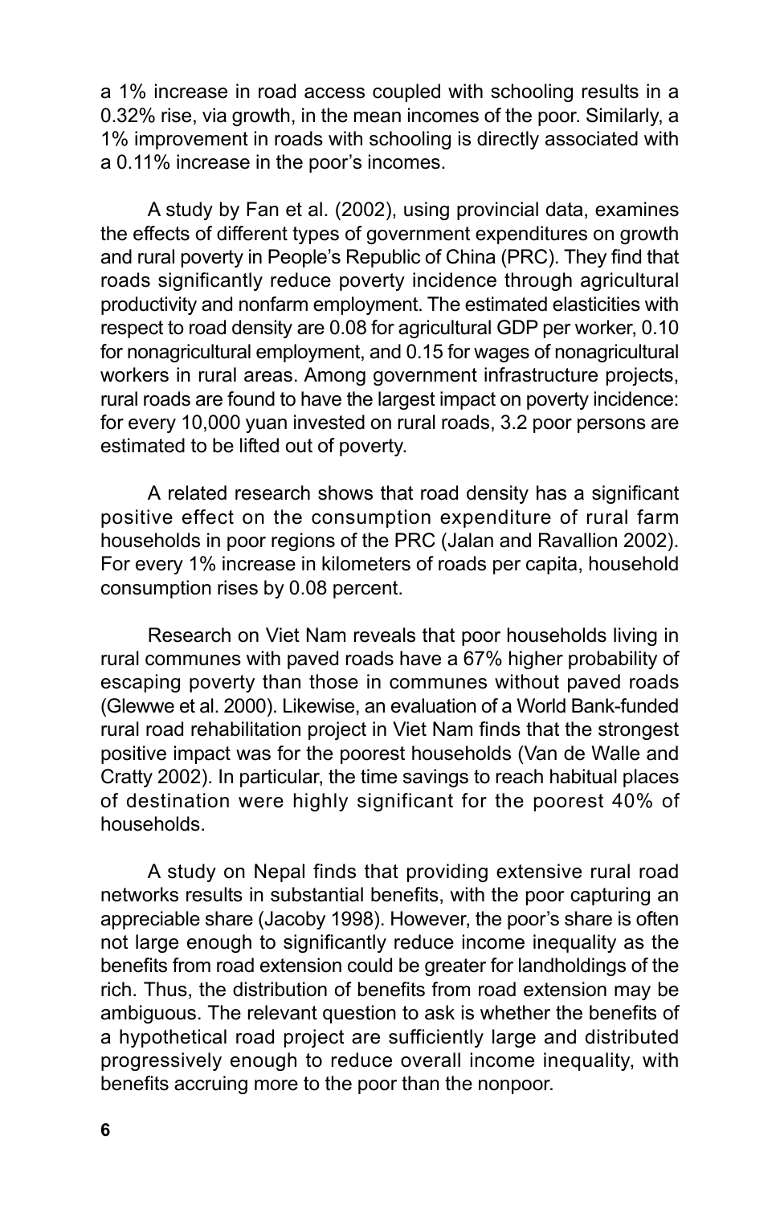a 1% increase in road access coupled with schooling results in a 0.32% rise, via growth, in the mean incomes of the poor. Similarly, a 1% improvement in roads with schooling is directly associated with a 0.11% increase in the poor's incomes.

A study by Fan et al. (2002), using provincial data, examines the effects of different types of government expenditures on growth and rural poverty in People's Republic of China (PRC). They find that roads significantly reduce poverty incidence through agricultural productivity and nonfarm employment. The estimated elasticities with respect to road density are 0.08 for agricultural GDP per worker, 0.10 for nonagricultural employment, and 0.15 for wages of nonagricultural workers in rural areas. Among government infrastructure projects, rural roads are found to have the largest impact on poverty incidence: for every 10,000 yuan invested on rural roads, 3.2 poor persons are estimated to be lifted out of poverty.

A related research shows that road density has a significant positive effect on the consumption expenditure of rural farm households in poor regions of the PRC (Jalan and Ravallion 2002). For every 1% increase in kilometers of roads per capita, household consumption rises by 0.08 percent.

Research on Viet Nam reveals that poor households living in rural communes with paved roads have a 67% higher probability of escaping poverty than those in communes without paved roads (Glewwe et al. 2000). Likewise, an evaluation of a World Bank-funded rural road rehabilitation project in Viet Nam finds that the strongest positive impact was for the poorest households (Van de Walle and Cratty 2002). In particular, the time savings to reach habitual places of destination were highly significant for the poorest 40% of households.

A study on Nepal finds that providing extensive rural road networks results in substantial benefits, with the poor capturing an appreciable share (Jacoby 1998). However, the poor's share is often not large enough to significantly reduce income inequality as the benefits from road extension could be greater for landholdings of the rich. Thus, the distribution of benefits from road extension may be ambiguous. The relevant question to ask is whether the benefits of a hypothetical road project are sufficiently large and distributed progressively enough to reduce overall income inequality, with benefits accruing more to the poor than the nonpoor.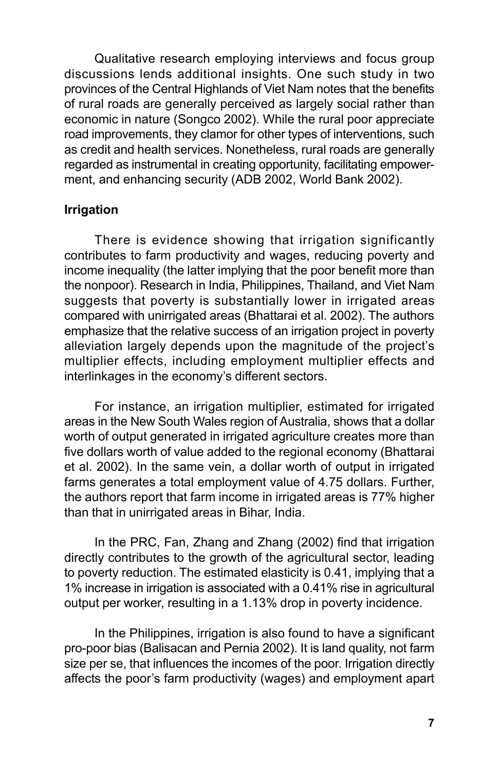Qualitative research employing interviews and focus group discussions lends additional insights. One such study in two provinces of the Central Highlands of Viet Nam notes that the benefits of rural roads are generally perceived as largely social rather than economic in nature (Songco 2002). While the rural poor appreciate road improvements, they clamor for other types of interventions, such as credit and health services. Nonetheless, rural roads are generally regarded as instrumental in creating opportunity, facilitating empowerment, and enhancing security (ADB 2002, World Bank 2002).

**Irrigation**

There is evidence showing that irrigation significantly contributes to farm productivity and wages, reducing poverty and income inequality (the latter implying that the poor benefit more than the nonpoor). Research in India, Philippines, Thailand, and Viet Nam suggests that poverty is substantially lower in irrigated areas compared with unirrigated areas (Bhattarai et al. 2002). The authors emphasize that the relative success of an irrigation project in poverty alleviation largely depends upon the magnitude of the project's multiplier effects, including employment multiplier effects and interlinkages in the economy's different sectors.

For instance, an irrigation multiplier, estimated for irrigated areas in the New South Wales region of Australia, shows that a dollar worth of output generated in irrigated agriculture creates more than five dollars worth of value added to the regional economy (Bhattarai et al. 2002). In the same vein, a dollar worth of output in irrigated farms generates a total employment value of 4.75 dollars. Further, the authors report that farm income in irrigated areas is 77% higher than that in unirrigated areas in Bihar, India.

In the PRC, Fan, Zhang and Zhang (2002) find that irrigation directly contributes to the growth of the agricultural sector, leading to poverty reduction. The estimated elasticity is 0.41, implying that a 1% increase in irrigation is associated with a 0.41% rise in agricultural output per worker, resulting in a 1.13% drop in poverty incidence.

In the Philippines, irrigation is also found to have a significant pro-poor bias (Balisacan and Pernia 2002). It is land quality, not farm size per se, that influences the incomes of the poor. Irrigation directly affects the poor's farm productivity (wages) and employment apart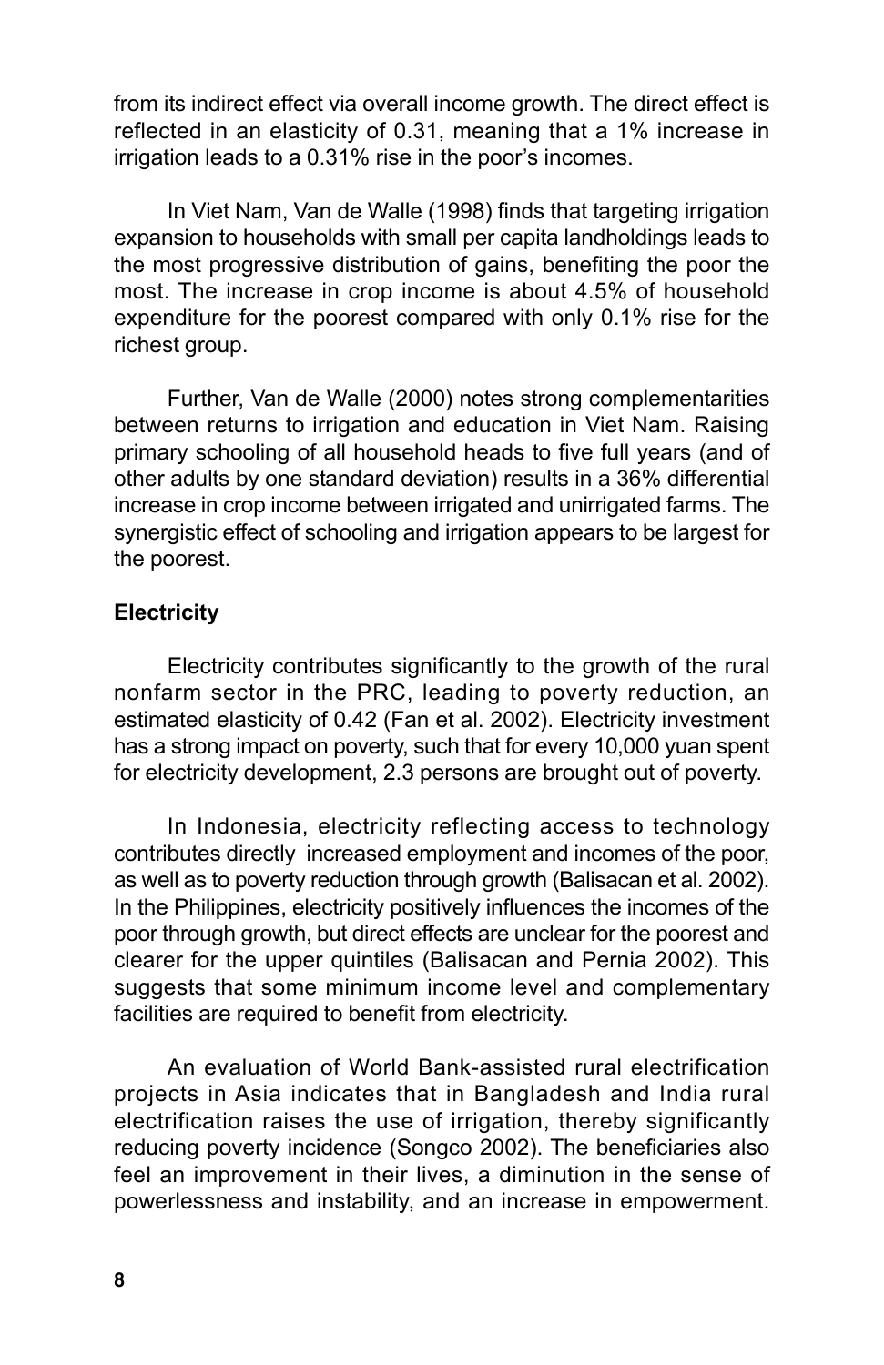from its indirect effect via overall income growth. The direct effect is reflected in an elasticity of 0.31, meaning that a 1% increase in irrigation leads to a 0.31% rise in the poor's incomes.

In Viet Nam, Van de Walle (1998) finds that targeting irrigation expansion to households with small per capita landholdings leads to the most progressive distribution of gains, benefiting the poor the most. The increase in crop income is about 4.5% of household expenditure for the poorest compared with only 0.1% rise for the richest group.

Further, Van de Walle (2000) notes strong complementarities between returns to irrigation and education in Viet Nam. Raising primary schooling of all household heads to five full years (and of other adults by one standard deviation) results in a 36% differential increase in crop income between irrigated and unirrigated farms. The synergistic effect of schooling and irrigation appears to be largest for the poorest.

**Electricity**

Electricity contributes significantly to the growth of the rural nonfarm sector in the PRC, leading to poverty reduction, an estimated elasticity of 0.42 (Fan et al. 2002). Electricity investment has a strong impact on poverty, such that for every 10,000 yuan spent for electricity development, 2.3 persons are brought out of poverty.

In Indonesia, electricity reflecting access to technology contributes directly increased employment and incomes of the poor, as well as to poverty reduction through growth (Balisacan et al. 2002). In the Philippines, electricity positively influences the incomes of the poor through growth, but direct effects are unclear for the poorest and clearer for the upper quintiles (Balisacan and Pernia 2002). This suggests that some minimum income level and complementary facilities are required to benefit from electricity.

An evaluation of World Bank-assisted rural electrification projects in Asia indicates that in Bangladesh and India rural electrification raises the use of irrigation, thereby significantly reducing poverty incidence (Songco 2002). The beneficiaries also feel an improvement in their lives, a diminution in the sense of powerlessness and instability, and an increase in empowerment.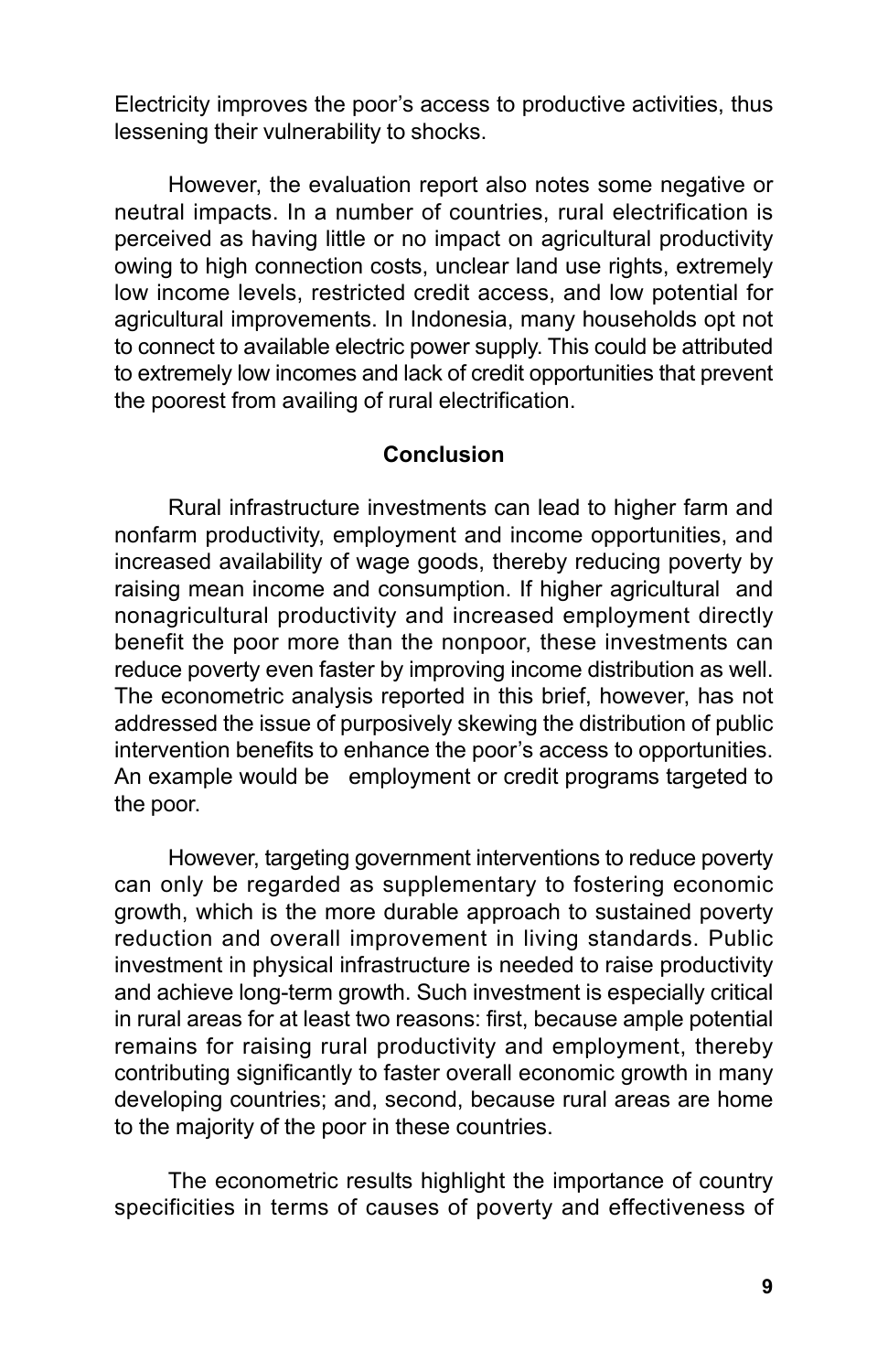Electricity improves the poor's access to productive activities, thus lessening their vulnerability to shocks.

However, the evaluation report also notes some negative or neutral impacts. In a number of countries, rural electrification is perceived as having little or no impact on agricultural productivity owing to high connection costs, unclear land use rights, extremely low income levels, restricted credit access, and low potential for agricultural improvements. In Indonesia, many households opt not to connect to available electric power supply. This could be attributed to extremely low incomes and lack of credit opportunities that prevent the poorest from availing of rural electrification.

## Conclusion

Rural infrastructure investments can lead to higher farm and nonfarm productivity, employment and income opportunities, and increased availability of wage goods, thereby reducing poverty by raising mean income and consumption. If higher agricultural and nonagricultural productivity and increased employment directly benefit the poor more than the nonpoor, these investments can reduce poverty even faster by improving income distribution as well. The econometric analysis reported in this brief, however, has not addressed the issue of purposively skewing the distribution of public intervention benefits to enhance the poor's access to opportunities. An example would be employment or credit programs targeted to the poor.

However, targeting government interventions to reduce poverty can only be regarded as supplementary to fostering economic growth, which is the more durable approach to sustained poverty reduction and overall improvement in living standards. Public investment in physical infrastructure is needed to raise productivity and achieve long-term growth. Such investment is especially critical in rural areas for at least two reasons: first, because ample potential remains for raising rural productivity and employment, thereby contributing significantly to faster overall economic growth in many developing countries; and, second, because rural areas are home to the majority of the poor in these countries.

The econometric results highlight the importance of country specificities in terms of causes of poverty and effectiveness of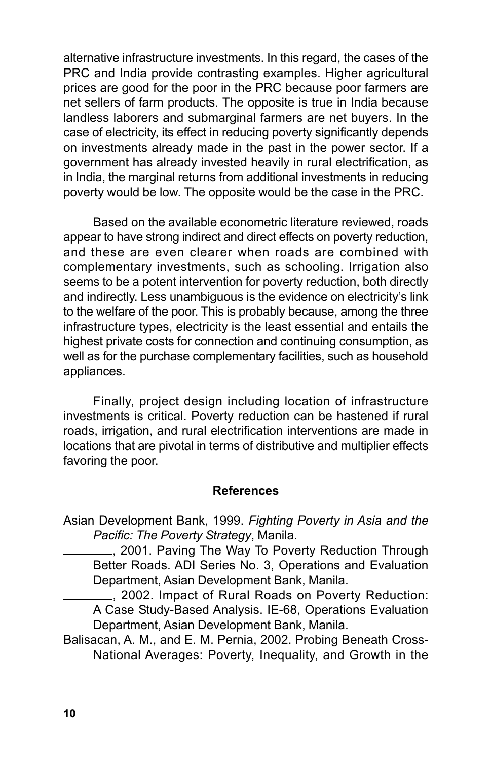alternative infrastructure investments. In this regard, the cases of the PRC and India provide contrasting examples. Higher agricultural prices are good for the poor in the PRC because poor farmers are net sellers of farm products. The opposite is true in India because landless laborers and submarginal farmers are net buyers. In the case of electricity, its effect in reducing poverty significantly depends on investments already made in the past in the power sector. If a government has already invested heavily in rural electrification, as in India, the marginal returns from additional investments in reducing poverty would be low. The opposite would be the case in the PRC.

Based on the available econometric literature reviewed, roads appear to have strong indirect and direct effects on poverty reduction, and these are even clearer when roads are combined with complementary investments, such as schooling. Irrigation also seems to be a potent intervention for poverty reduction, both directly and indirectly. Less unambiguous is the evidence on electricity's link to the welfare of the poor. This is probably because, among the three infrastructure types, electricity is the least essential and entails the highest private costs for connection and continuing consumption, as well as for the purchase complementary facilities, such as household appliances.

Finally, project design including location of infrastructure investments is critical. Poverty reduction can be hastened if rural roads, irrigation, and rural electrification interventions are made in locations that are pivotal in terms of distributive and multiplier effects favoring the poor.

## References

Asian Development Bank, 1999. *Fighting Poverty in Asia and the Pacific: The Poverty Strategy*, Manila.

________, 2001. Paving The Way To Poverty Reduction Through Better Roads. ADI Series No. 3, Operations and Evaluation Department, Asian Development Bank, Manila.

________, 2002. Impact of Rural Roads on Poverty Reduction: A Case Study-Based Analysis. IE-68, Operations Evaluation Department, Asian Development Bank, Manila.

Balisacan, A. M., and E. M. Pernia, 2002. Probing Beneath Cross-National Averages: Poverty, Inequality, and Growth in the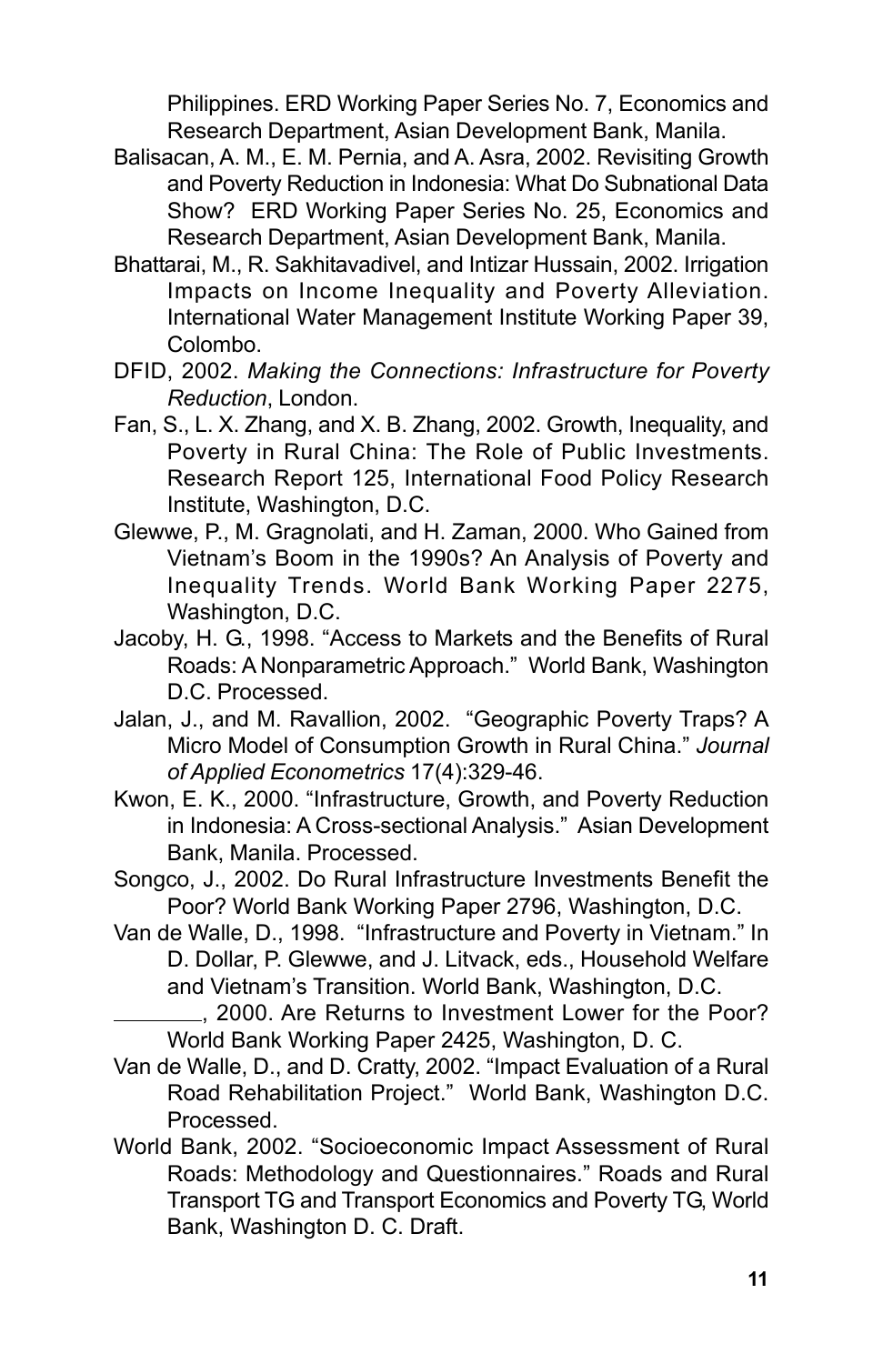Philippines. ERD Working Paper Series No. 7, Economics and Research Department, Asian Development Bank, Manila.

Balisacan, A. M., E. M. Pernia, and A. Asra, 2002. Revisiting Growth and Poverty Reduction in Indonesia: What Do Subnational Data Show? ERD Working Paper Series No. 25, Economics and Research Department, Asian Development Bank, Manila.

Bhattarai, M., R. Sakhitavadivel, and Intizar Hussain, 2002. Irrigation Impacts on Income Inequality and Poverty Alleviation. International Water Management Institute Working Paper 39, Colombo.

DFID, 2002. *Making the Connections: Infrastructure for Poverty Reduction*, London.

Fan, S., L. X. Zhang, and X. B. Zhang, 2002. Growth, Inequality, and Poverty in Rural China: The Role of Public Investments. Research Report 125, International Food Policy Research Institute, Washington, D.C.

Glewwe, P., M. Gragnolati, and H. Zaman, 2000. Who Gained from Vietnam's Boom in the 1990s? An Analysis of Poverty and Inequality Trends. World Bank Working Paper 2275, Washington, D.C.

Jacoby, H. G., 1998. "Access to Markets and the Benefits of Rural Roads: A Nonparametric Approach." World Bank, Washington D.C. Processed.

Jalan, J., and M. Ravallion, 2002. "Geographic Poverty Traps? A Micro Model of Consumption Growth in Rural China." *Journal of Applied Econometrics* 17(4):329-46.

Kwon, E. K., 2000. "Infrastructure, Growth, and Poverty Reduction in Indonesia: A Cross-sectional Analysis." Asian Development Bank, Manila. Processed.

Songco, J., 2002. Do Rural Infrastructure Investments Benefit the Poor? World Bank Working Paper 2796, Washington, D.C.

Van de Walle, D., 1998. "Infrastructure and Poverty in Vietnam." In D. Dollar, P. Glewwe, and J. Litvack, eds., Household Welfare and Vietnam's Transition. World Bank, Washington, D.C.

________, 2000. Are Returns to Investment Lower for the Poor? World Bank Working Paper 2425, Washington, D. C.

Van de Walle, D., and D. Cratty, 2002. "Impact Evaluation of a Rural Road Rehabilitation Project." World Bank, Washington D.C. Processed.

World Bank, 2002. "Socioeconomic Impact Assessment of Rural Roads: Methodology and Questionnaires." Roads and Rural Transport TG and Transport Economics and Poverty TG, World Bank, Washington D. C. Draft.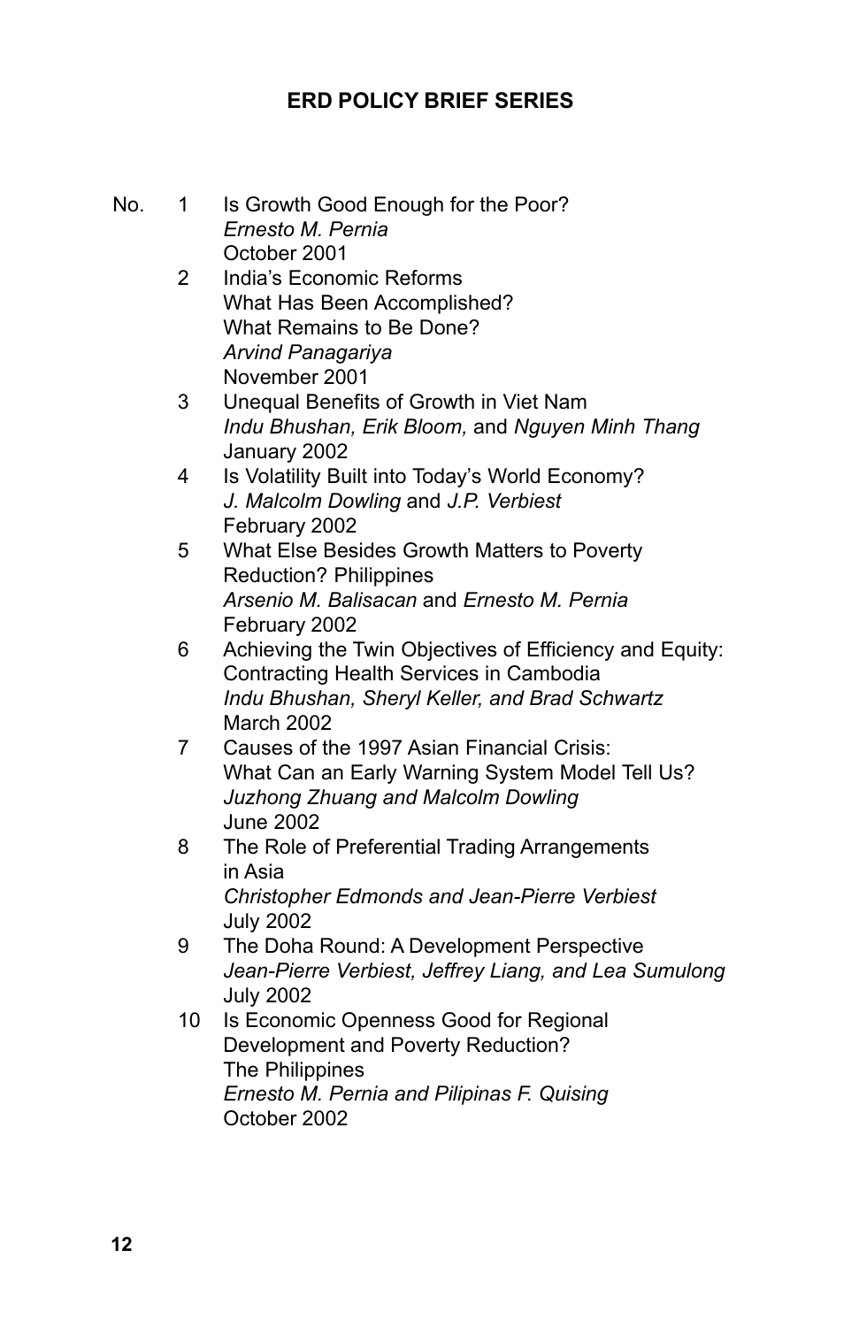## ERD POLICY BRIEF SERIES

No. 1 Is Growth Good Enough for the Poor?
*Ernesto M. Pernia*
October 2001

2 India's Economic Reforms
What Has Been Accomplished?
What Remains to Be Done?
*Arvind Panagariya*
November 2001

3 Unequal Benefits of Growth in Viet Nam
*Indu Bhushan, Erik Bloom,* and *Nguyen Minh Thang*
January 2002

4 Is Volatility Built into Today's World Economy?
*J. Malcolm Dowling* and *J.P. Verbiest*
February 2002

5 What Else Besides Growth Matters to Poverty Reduction? Philippines
*Arsenio M. Balisacan* and *Ernesto M. Pernia*
February 2002

6 Achieving the Twin Objectives of Efficiency and Equity: Contracting Health Services in Cambodia
*Indu Bhushan, Sheryl Keller, and Brad Schwartz*
March 2002

7 Causes of the 1997 Asian Financial Crisis: What Can an Early Warning System Model Tell Us?
*Juzhong Zhuang and Malcolm Dowling*
June 2002

8 The Role of Preferential Trading Arrangements in Asia
*Christopher Edmonds and Jean-Pierre Verbiest*
July 2002

9 The Doha Round: A Development Perspective
*Jean-Pierre Verbiest, Jeffrey Liang, and Lea Sumulong*
July 2002

10 Is Economic Openness Good for Regional Development and Poverty Reduction? The Philippines
*Ernesto M. Pernia and Pilipinas F. Quising*
October 2002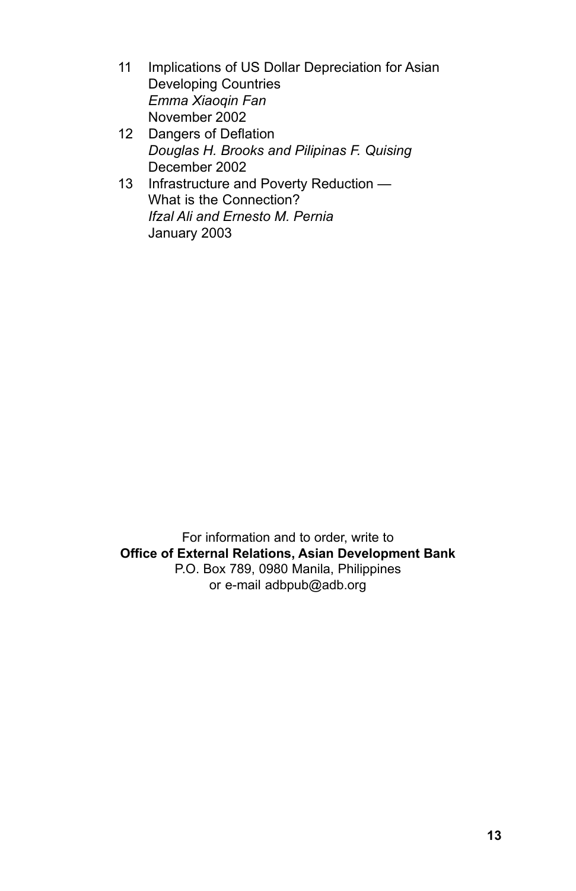11 Implications of US Dollar Depreciation for Asian Developing Countries
*Emma Xiaoqin Fan*
November 2002

12 Dangers of Deflation
*Douglas H. Brooks and Pilipinas F. Quising*
December 2002

13 Infrastructure and Poverty Reduction — What is the Connection?
*Ifzal Ali and Ernesto M. Pernia*
January 2003

For information and to order, write to
**Office of External Relations, Asian Development Bank**
P.O. Box 789, 0980 Manila, Philippines
or e-mail adbpub@adb.org